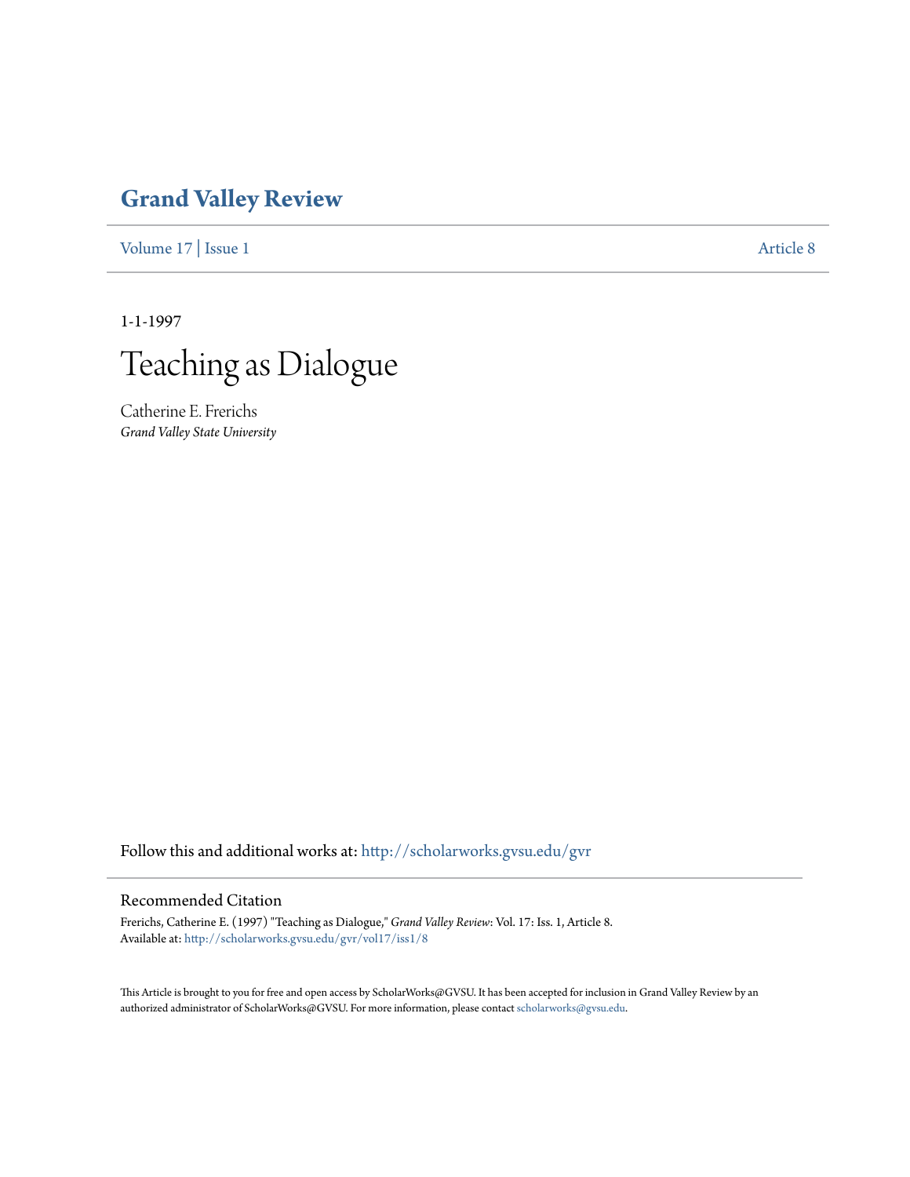# Grand Valley Review

Volume 17 | Issue 1 Article 8

1-1-1997

# Teaching as Dialogue

Catherine E. Frerichs
*Grand Valley State University*

Follow this and additional works at: http://scholarworks.gvsu.edu/gvr

## Recommended Citation

Frerichs, Catherine E. (1997) "Teaching as Dialogue," *Grand Valley Review*: Vol. 17: Iss. 1, Article 8.
Available at: http://scholarworks.gvsu.edu/gvr/vol17/iss1/8

This Article is brought to you for free and open access by ScholarWorks@GVSU. It has been accepted for inclusion in Grand Valley Review by an authorized administrator of ScholarWorks@GVSU. For more information, please contact scholarworks@gvsu.edu.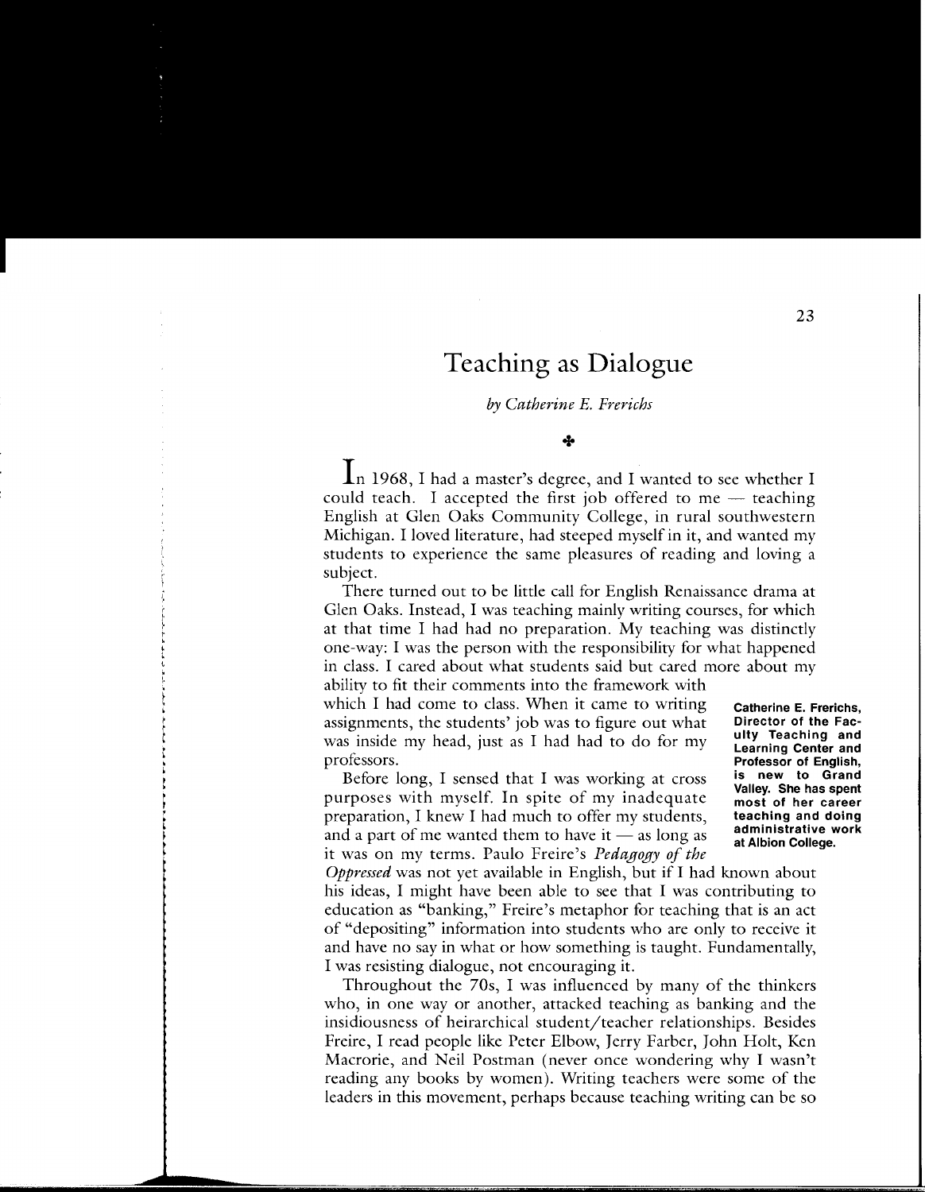# Teaching as Dialogue

*by Catherine E. Frerichs*

✣

In 1968, I had a master's degree, and I wanted to see whether I could teach. I accepted the first job offered to me — teaching English at Glen Oaks Community College, in rural southwestern Michigan. I loved literature, had steeped myself in it, and wanted my students to experience the same pleasures of reading and loving a subject.

There turned out to be little call for English Renaissance drama at Glen Oaks. Instead, I was teaching mainly writing courses, for which at that time I had had no preparation. My teaching was distinctly one-way: I was the person with the responsibility for what happened in class. I cared about what students said but cared more about my ability to fit their comments into the framework with which I had come to class. When it came to writing assignments, the students' job was to figure out what was inside my head, just as I had had to do for my professors.

**Catherine E. Frerichs, Director of the Faculty Teaching and Learning Center and Professor of English, is new to Grand Valley. She has spent most of her career teaching and doing administrative work at Albion College.**

Before long, I sensed that I was working at cross purposes with myself. In spite of my inadequate preparation, I knew I had much to offer my students, and a part of me wanted them to have it — as long as it was on my terms. Paulo Freire's *Pedagogy of the Oppressed* was not yet available in English, but if I had known about his ideas, I might have been able to see that I was contributing to education as "banking," Freire's metaphor for teaching that is an act of "depositing" information into students who are only to receive it and have no say in what or how something is taught. Fundamentally, I was resisting dialogue, not encouraging it.

Throughout the 70s, I was influenced by many of the thinkers who, in one way or another, attacked teaching as banking and the insidiousness of heirarchical student/teacher relationships. Besides Freire, I read people like Peter Elbow, Jerry Farber, John Holt, Ken Macrorie, and Neil Postman (never once wondering why I wasn't reading any books by women). Writing teachers were some of the leaders in this movement, perhaps because teaching writing can be so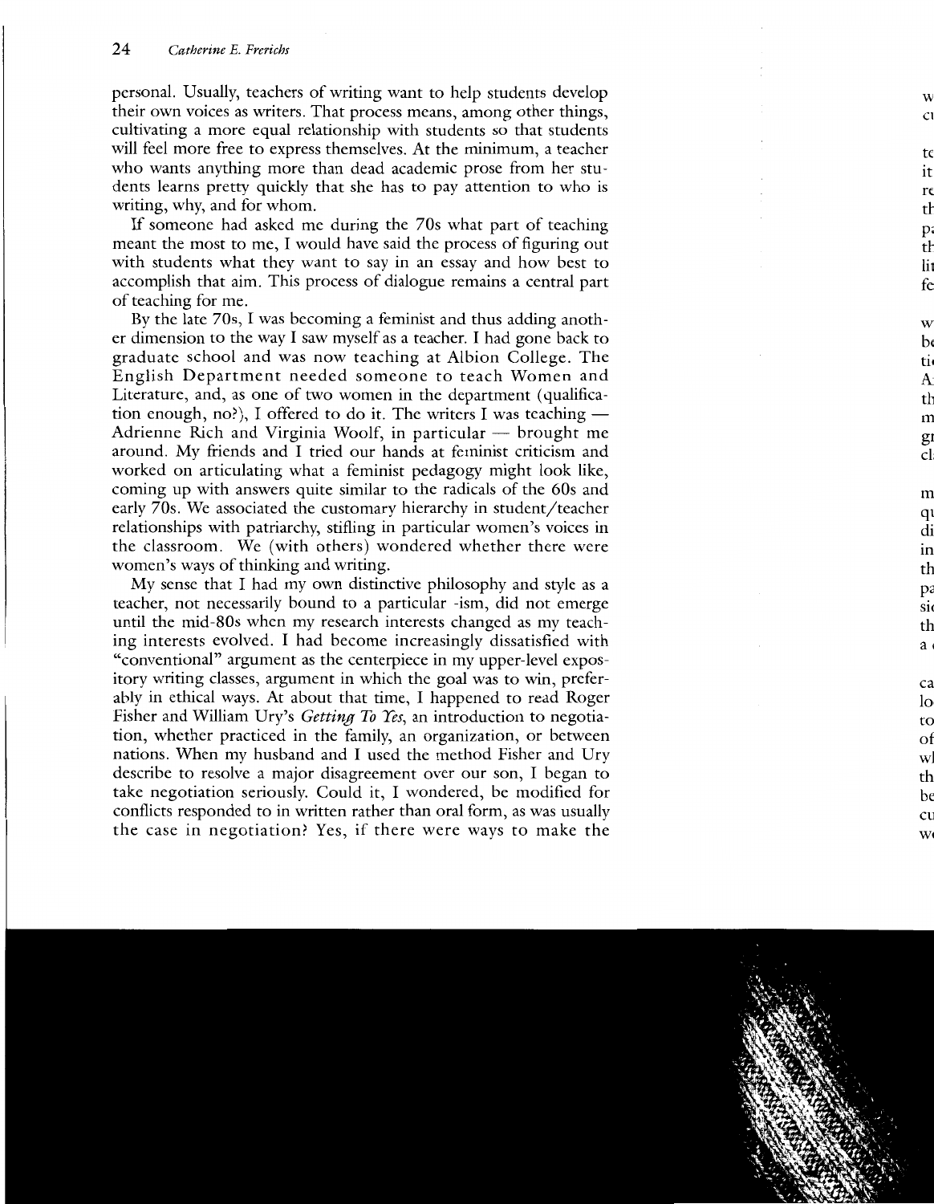personal. Usually, teachers of writing want to help students develop their own voices as writers. That process means, among other things, cultivating a more equal relationship with students so that students will feel more free to express themselves. At the minimum, a teacher who wants anything more than dead academic prose from her students learns pretty quickly that she has to pay attention to who is writing, why, and for whom.

If someone had asked me during the 70s what part of teaching meant the most to me, I would have said the process of figuring out with students what they want to say in an essay and how best to accomplish that aim. This process of dialogue remains a central part of teaching for me.

By the late 70s, I was becoming a feminist and thus adding another dimension to the way I saw myself as a teacher. I had gone back to graduate school and was now teaching at Albion College. The English Department needed someone to teach Women and Literature, and, as one of two women in the department (qualification enough, no?), I offered to do it. The writers I was teaching — Adrienne Rich and Virginia Woolf, in particular — brought me around. My friends and I tried our hands at feminist criticism and worked on articulating what a feminist pedagogy might look like, coming up with answers quite similar to the radicals of the 60s and early 70s. We associated the customary hierarchy in student/teacher relationships with patriarchy, stifling in particular women's voices in the classroom. We (with others) wondered whether there were women's ways of thinking and writing.

My sense that I had my own distinctive philosophy and style as a teacher, not necessarily bound to a particular -ism, did not emerge until the mid-80s when my research interests changed as my teaching interests evolved. I had become increasingly dissatisfied with "conventional" argument as the centerpiece in my upper-level expository writing classes, argument in which the goal was to win, preferably in ethical ways. At about that time, I happened to read Roger Fisher and William Ury's *Getting To Yes*, an introduction to negotiation, whether practiced in the family, an organization, or between nations. When my husband and I used the method Fisher and Ury describe to resolve a major disagreement over our son, I began to take negotiation seriously. Could it, I wondered, be modified for conflicts responded to in written rather than oral form, as was usually the case in negotiation? Yes, if there were ways to make the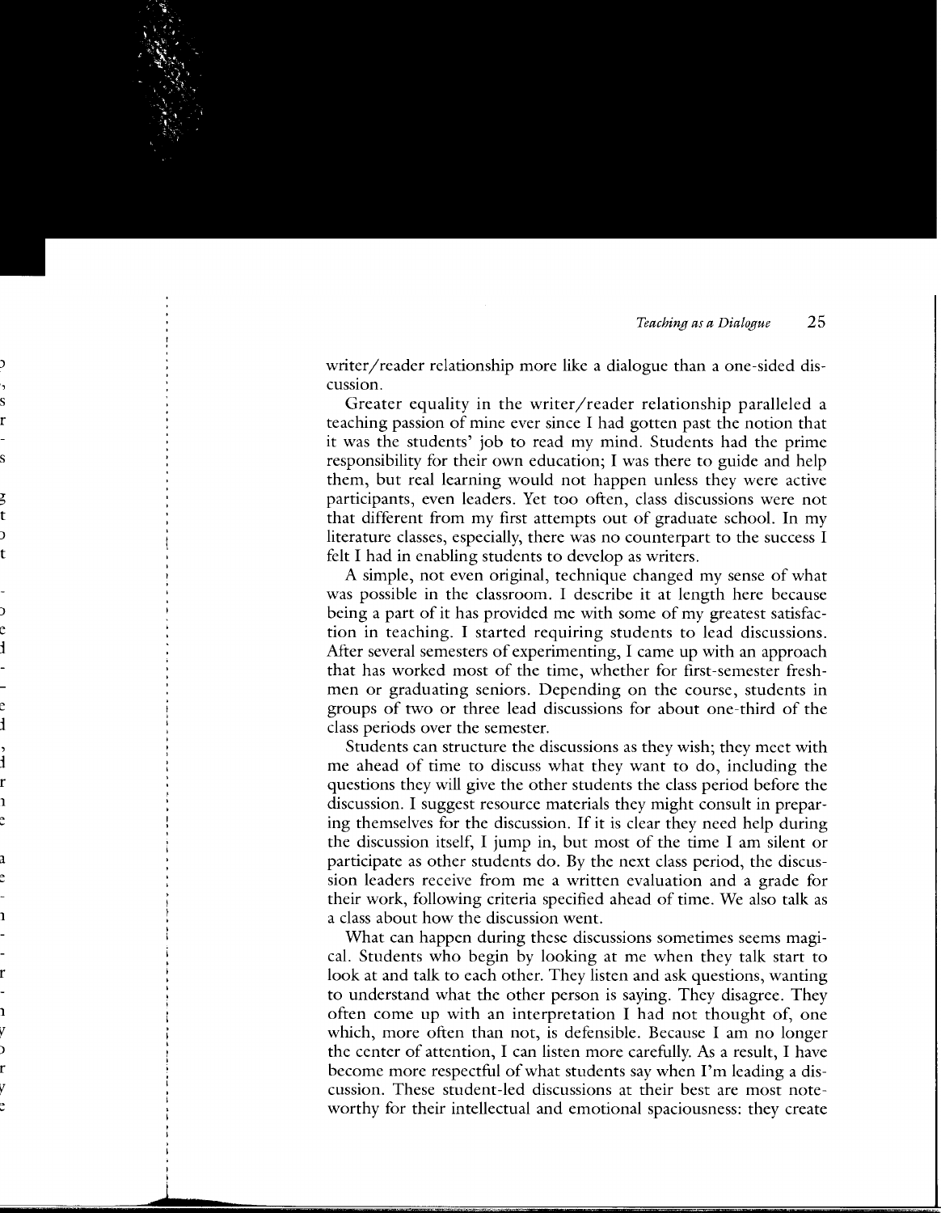writer/reader relationship more like a dialogue than a one-sided discussion.

Greater equality in the writer/reader relationship paralleled a teaching passion of mine ever since I had gotten past the notion that it was the students' job to read my mind. Students had the prime responsibility for their own education; I was there to guide and help them, but real learning would not happen unless they were active participants, even leaders. Yet too often, class discussions were not that different from my first attempts out of graduate school. In my literature classes, especially, there was no counterpart to the success I felt I had in enabling students to develop as writers.

A simple, not even original, technique changed my sense of what was possible in the classroom. I describe it at length here because being a part of it has provided me with some of my greatest satisfaction in teaching. I started requiring students to lead discussions. After several semesters of experimenting, I came up with an approach that has worked most of the time, whether for first-semester freshmen or graduating seniors. Depending on the course, students in groups of two or three lead discussions for about one-third of the class periods over the semester.

Students can structure the discussions as they wish; they meet with me ahead of time to discuss what they want to do, including the questions they will give the other students the class period before the discussion. I suggest resource materials they might consult in preparing themselves for the discussion. If it is clear they need help during the discussion itself, I jump in, but most of the time I am silent or participate as other students do. By the next class period, the discussion leaders receive from me a written evaluation and a grade for their work, following criteria specified ahead of time. We also talk as a class about how the discussion went.

What can happen during these discussions sometimes seems magical. Students who begin by looking at me when they talk start to look at and talk to each other. They listen and ask questions, wanting to understand what the other person is saying. They disagree. They often come up with an interpretation I had not thought of, one which, more often than not, is defensible. Because I am no longer the center of attention, I can listen more carefully. As a result, I have become more respectful of what students say when I'm leading a discussion. These student-led discussions at their best are most noteworthy for their intellectual and emotional spaciousness: they create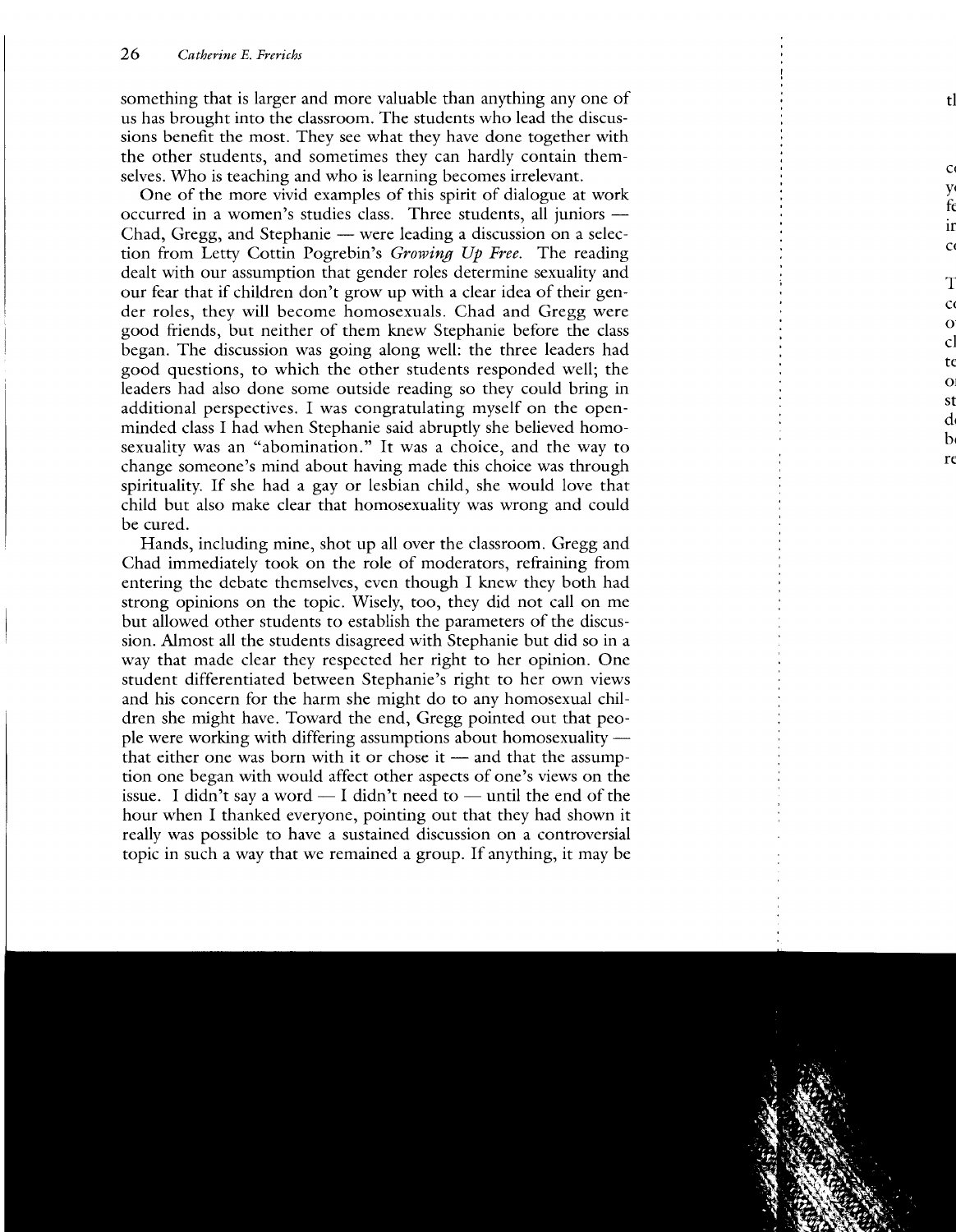something that is larger and more valuable than anything any one of us has brought into the classroom. The students who lead the discussions benefit the most. They see what they have done together with the other students, and sometimes they can hardly contain themselves. Who is teaching and who is learning becomes irrelevant.

One of the more vivid examples of this spirit of dialogue at work occurred in a women's studies class. Three students, all juniors — Chad, Gregg, and Stephanie — were leading a discussion on a selection from Letty Cottin Pogrebin's *Growing Up Free.* The reading dealt with our assumption that gender roles determine sexuality and our fear that if children don't grow up with a clear idea of their gender roles, they will become homosexuals. Chad and Gregg were good friends, but neither of them knew Stephanie before the class began. The discussion was going along well: the three leaders had good questions, to which the other students responded well; the leaders had also done some outside reading so they could bring in additional perspectives. I was congratulating myself on the open-minded class I had when Stephanie said abruptly she believed homosexuality was an "abomination." It was a choice, and the way to change someone's mind about having made this choice was through spirituality. If she had a gay or lesbian child, she would love that child but also make clear that homosexuality was wrong and could be cured.

Hands, including mine, shot up all over the classroom. Gregg and Chad immediately took on the role of moderators, refraining from entering the debate themselves, even though I knew they both had strong opinions on the topic. Wisely, too, they did not call on me but allowed other students to establish the parameters of the discussion. Almost all the students disagreed with Stephanie but did so in a way that made clear they respected her right to her opinion. One student differentiated between Stephanie's right to her own views and his concern for the harm she might do to any homosexual children she might have. Toward the end, Gregg pointed out that people were working with differing assumptions about homosexuality — that either one was born with it or chose it — and that the assumption one began with would affect other aspects of one's views on the issue. I didn't say a word — I didn't need to — until the end of the hour when I thanked everyone, pointing out that they had shown it really was possible to have a sustained discussion on a controversial topic in such a way that we remained a group. If anything, it may be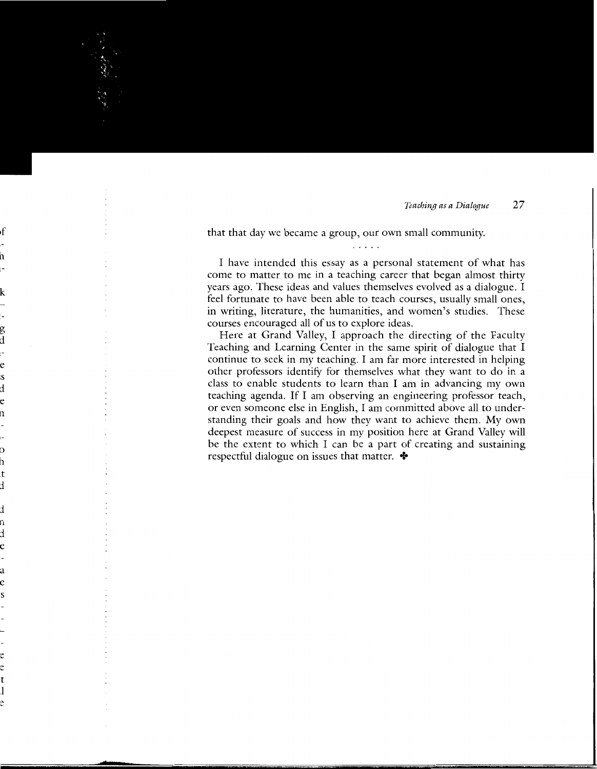that that day we became a group, our own small community.

. . . . .

I have intended this essay as a personal statement of what has come to matter to me in a teaching career that began almost thirty years ago. These ideas and values themselves evolved as a dialogue. I feel fortunate to have been able to teach courses, usually small ones, in writing, literature, the humanities, and women's studies. These courses encouraged all of us to explore ideas.

Here at Grand Valley, I approach the directing of the Faculty Teaching and Learning Center in the same spirit of dialogue that I continue to seek in my teaching. I am far more interested in helping other professors identify for themselves what they want to do in a class to enable students to learn than I am in advancing my own teaching agenda. If I am observing an engineering professor teach, or even someone else in English, I am committed above all to understanding their goals and how they want to achieve them. My own deepest measure of success in my position here at Grand Valley will be the extent to which I can be a part of creating and sustaining respectful dialogue on issues that matter. ✤